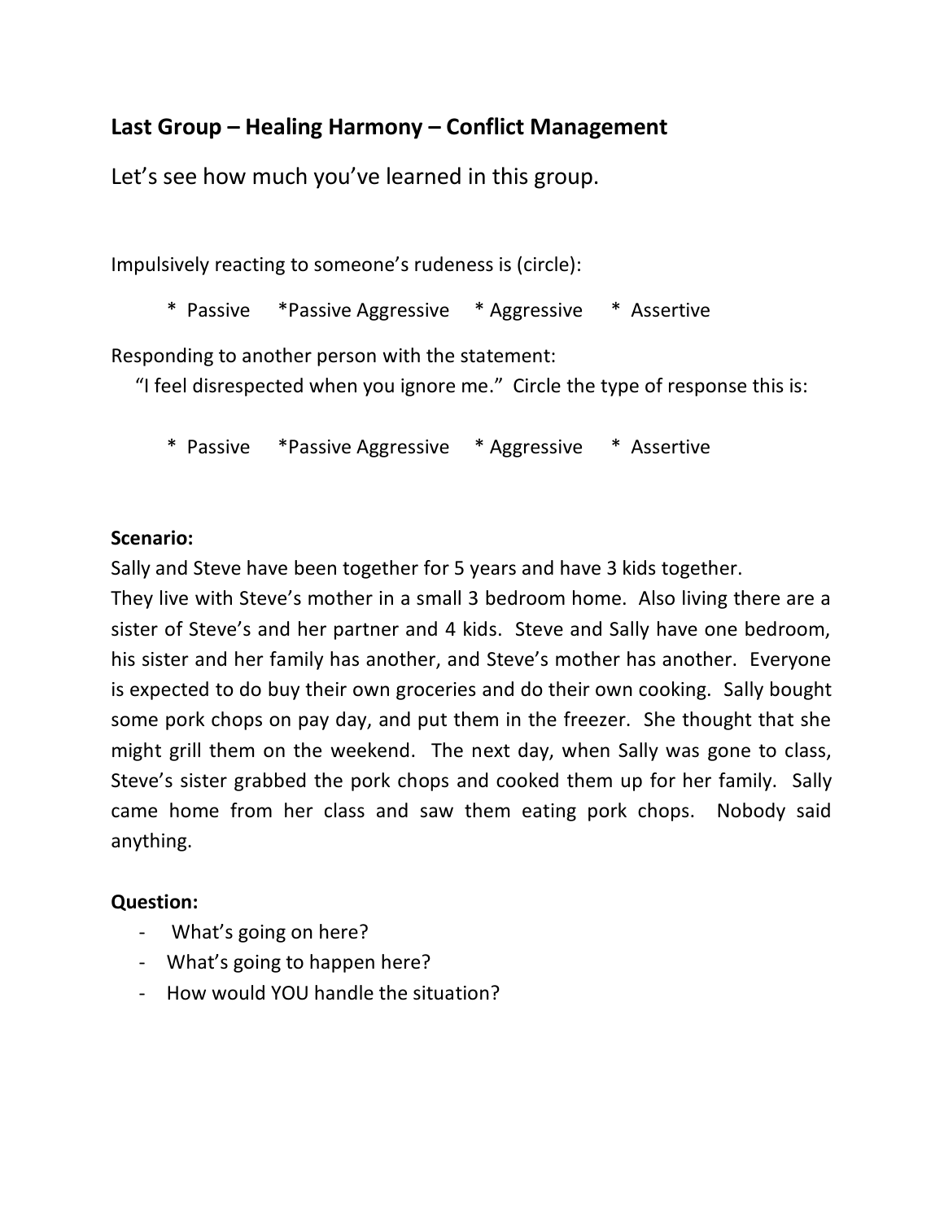## Last Group – Healing Harmony – Conflict Management

Let's see how much you've learned in this group.

Impulsively reacting to someone's rudeness is (circle):

\* Passive    \*Passive Aggressive    \* Aggressive    \* Assertive

Responding to another person with the statement:
"I feel disrespected when you ignore me." Circle the type of response this is:

\* Passive    \*Passive Aggressive    \* Aggressive    \* Assertive

**Scenario:**
Sally and Steve have been together for 5 years and have 3 kids together.
They live with Steve's mother in a small 3 bedroom home. Also living there are a sister of Steve's and her partner and 4 kids. Steve and Sally have one bedroom, his sister and her family has another, and Steve's mother has another. Everyone is expected to do buy their own groceries and do their own cooking. Sally bought some pork chops on pay day, and put them in the freezer. She thought that she might grill them on the weekend. The next day, when Sally was gone to class, Steve's sister grabbed the pork chops and cooked them up for her family. Sally came home from her class and saw them eating pork chops. Nobody said anything.

**Question:**

- What's going on here?
- What's going to happen here?
- How would YOU handle the situation?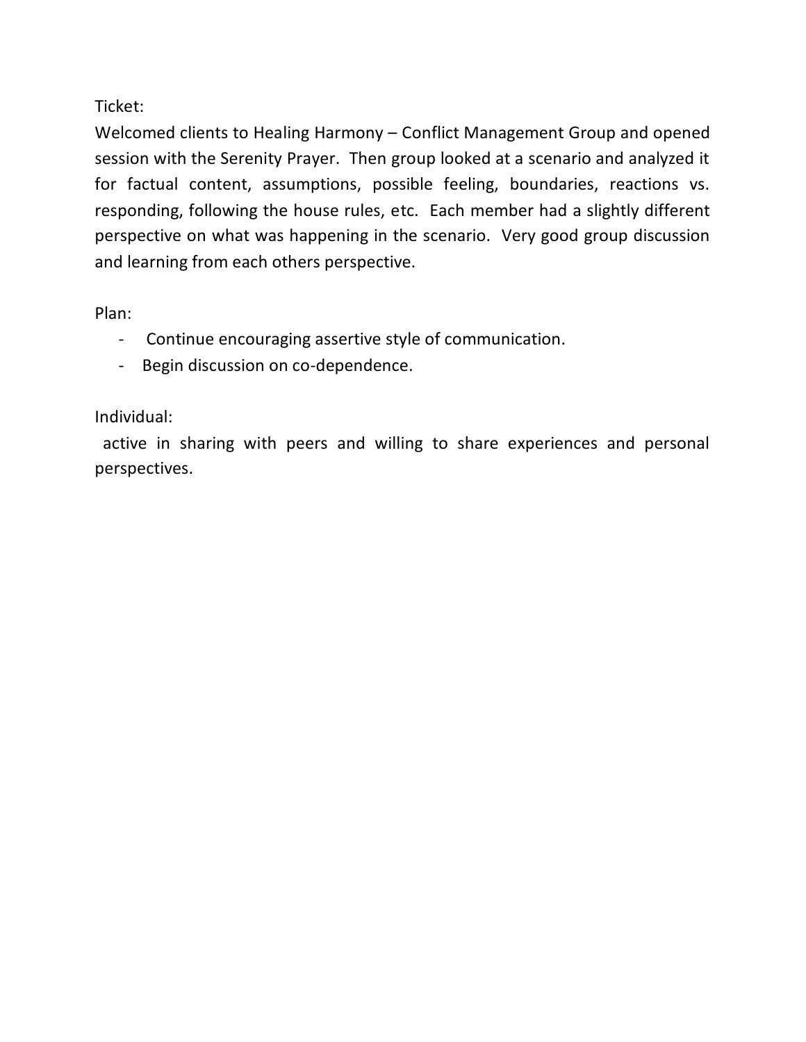Ticket:

Welcomed clients to Healing Harmony – Conflict Management Group and opened session with the Serenity Prayer. Then group looked at a scenario and analyzed it for factual content, assumptions, possible feeling, boundaries, reactions vs. responding, following the house rules, etc. Each member had a slightly different perspective on what was happening in the scenario. Very good group discussion and learning from each others perspective.

Plan:

- Continue encouraging assertive style of communication.
- Begin discussion on co-dependence.

Individual:

active in sharing with peers and willing to share experiences and personal perspectives.